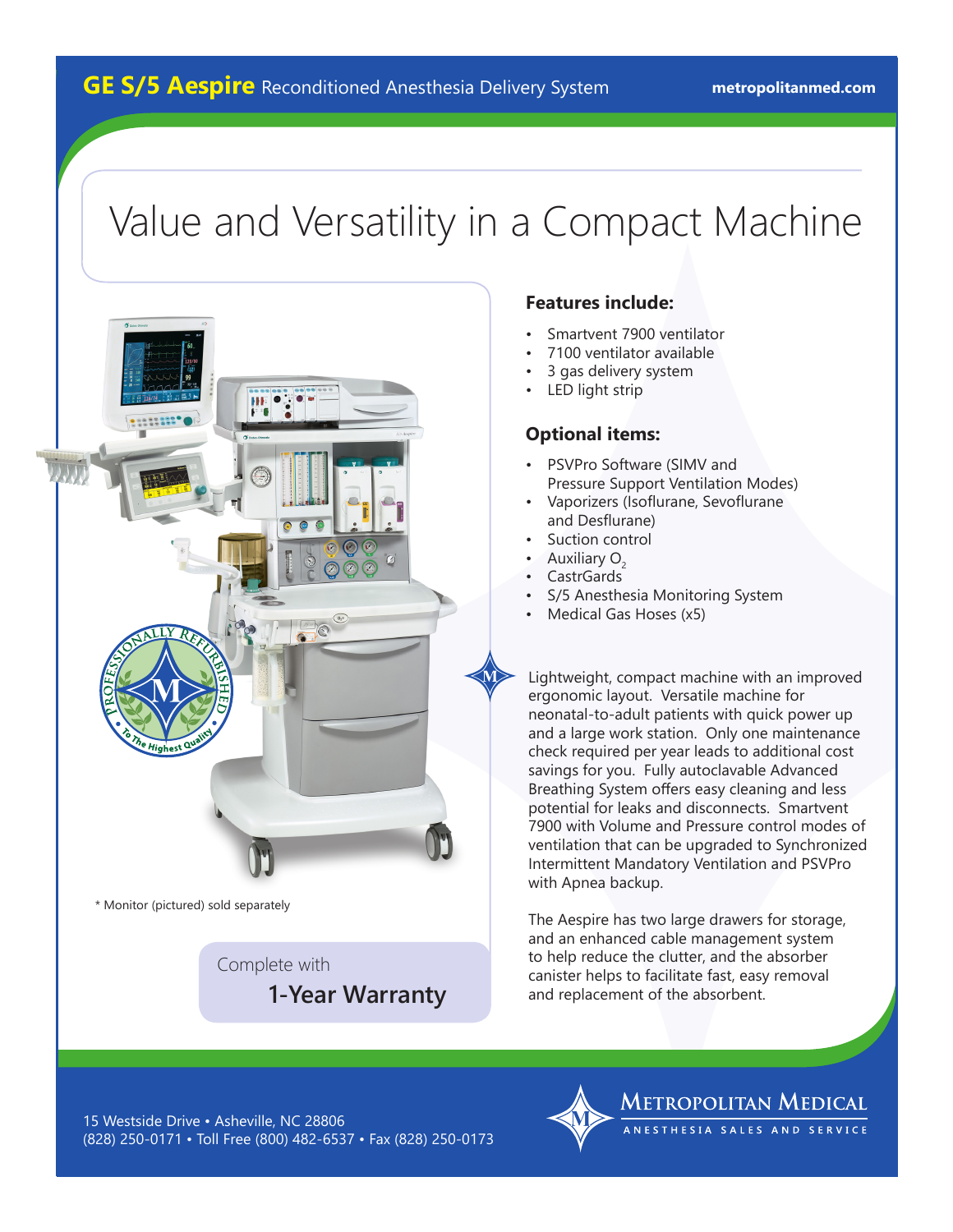**GE S/5 Aespire** Reconditioned Anesthesia Delivery System

metropolitanmed.com

# Value and Versatility in a Compact Machine

\* Monitor (pictured) sold separately

Complete with

**1-Year Warranty**

## Features include:

- Smartvent 7900 ventilator
- 7100 ventilator available
- 3 gas delivery system
- LED light strip

## Optional items:

- PSVPro Software (SIMV and Pressure Support Ventilation Modes)
- Vaporizers (Isoflurane, Sevoflurane and Desflurane)
- Suction control
- Auxiliary $O_2$
- CastrGards
- S/5 Anesthesia Monitoring System
- Medical Gas Hoses (x5)

Lightweight, compact machine with an improved ergonomic layout. Versatile machine for neonatal-to-adult patients with quick power up and a large work station. Only one maintenance check required per year leads to additional cost savings for you. Fully autoclavable Advanced Breathing System offers easy cleaning and less potential for leaks and disconnects. Smartvent 7900 with Volume and Pressure control modes of ventilation that can be upgraded to Synchronized Intermittent Mandatory Ventilation and PSVPro with Apnea backup.

The Aespire has two large drawers for storage, and an enhanced cable management system to help reduce the clutter, and the absorber canister helps to facilitate fast, easy removal and replacement of the absorbent.

15 Westside Drive • Asheville, NC 28806
(828) 250-0171 • Toll Free (800) 482-6537 • Fax (828) 250-0173

METROPOLITAN MEDICAL
ANESTHESIA SALES AND SERVICE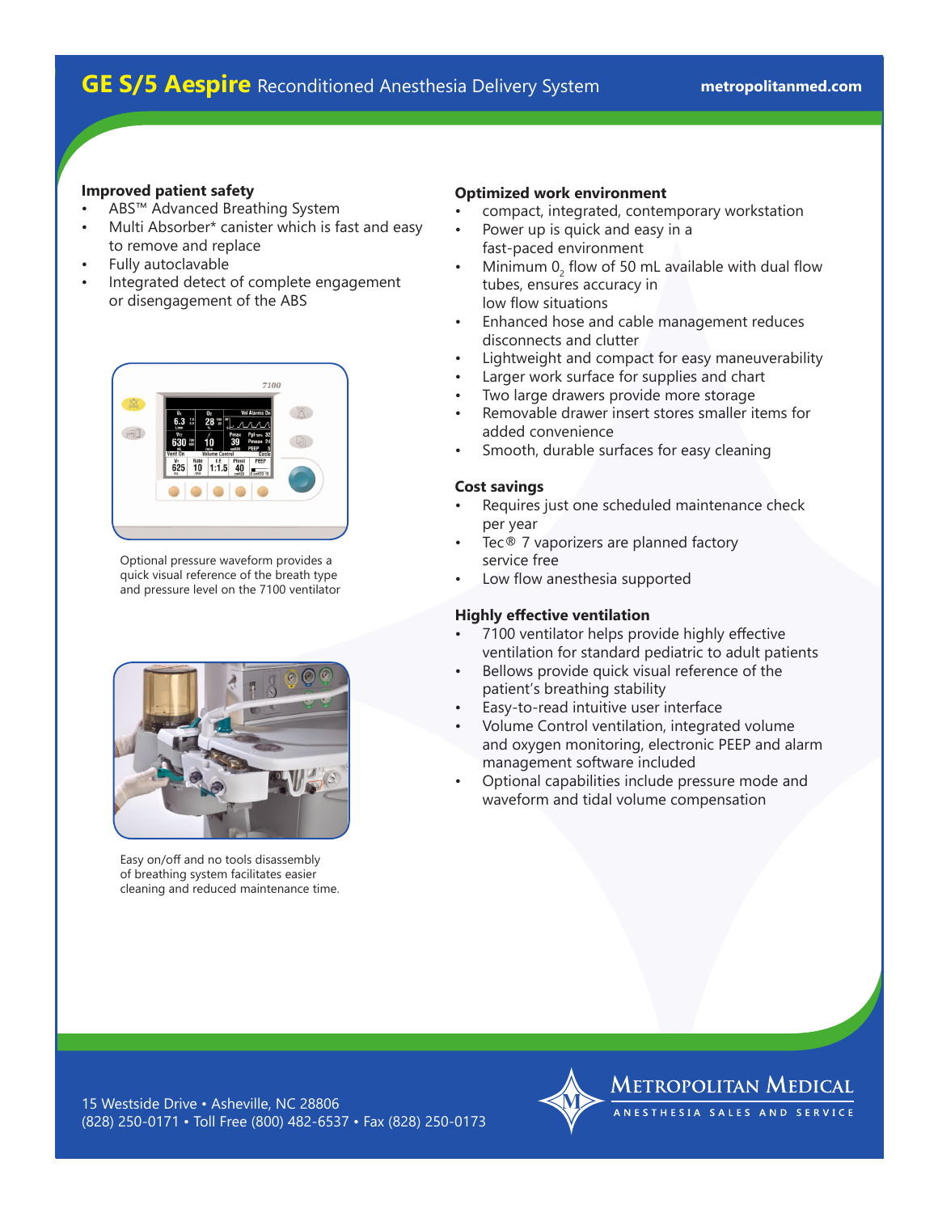# GE S/5 Aespire Reconditioned Anesthesia Delivery System

### Improved patient safety

- ABS™ Advanced Breathing System
- Multi Absorber* canister which is fast and easy to remove and replace
- Fully autoclavable
- Integrated detect of complete engagement or disengagement of the ABS

Optional pressure waveform provides a quick visual reference of the breath type and pressure level on the 7100 ventilator

Easy on/off and no tools disassembly of breathing system facilitates easier cleaning and reduced maintenance time.

### Optimized work environment

- compact, integrated, contemporary workstation
- Power up is quick and easy in a fast-paced environment
- Minimum $0_2$ flow of 50 mL available with dual flow tubes, ensures accuracy in low flow situations
- Enhanced hose and cable management reduces disconnects and clutter
- Lightweight and compact for easy maneuverability
- Larger work surface for supplies and chart
- Two large drawers provide more storage
- Removable drawer insert stores smaller items for added convenience
- Smooth, durable surfaces for easy cleaning

### Cost savings

- Requires just one scheduled maintenance check per year
- Tec® 7 vaporizers are planned factory service free
- Low flow anesthesia supported

### Highly effective ventilation

- 7100 ventilator helps provide highly effective ventilation for standard pediatric to adult patients
- Bellows provide quick visual reference of the patient's breathing stability
- Easy-to-read intuitive user interface
- Volume Control ventilation, integrated volume and oxygen monitoring, electronic PEEP and alarm management software included
- Optional capabilities include pressure mode and waveform and tidal volume compensation

15 Westside Drive • Asheville, NC 28806
(828) 250-0171 • Toll Free (800) 482-6537 • Fax (828) 250-0173

Metropolitan Medical
ANESTHESIA SALES AND SERVICE